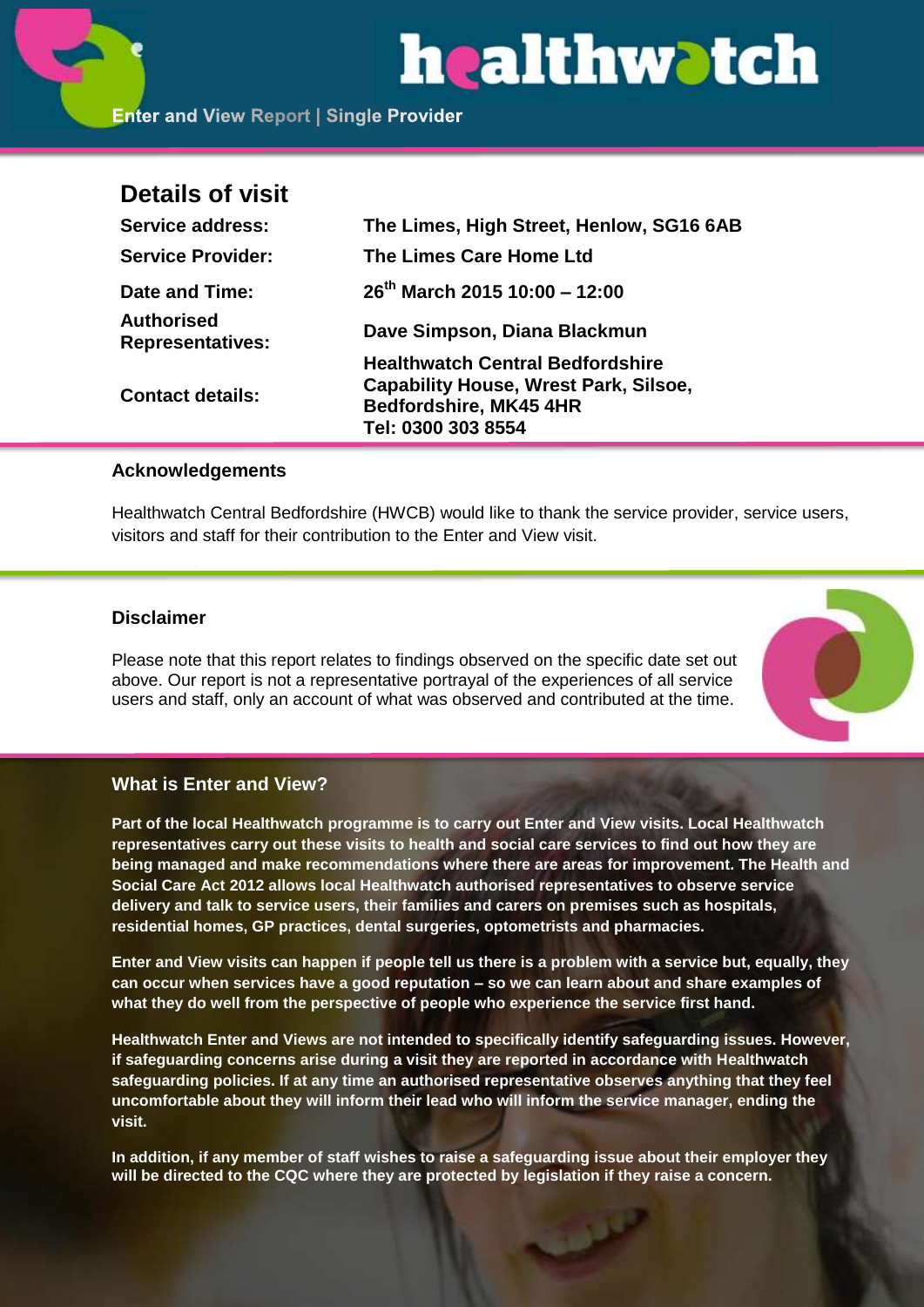# healthwatch

**Enter and View Report | Single Provider**

## Details of visit

| | |
|---|---|
| **Service address:** | **The Limes, High Street, Henlow, SG16 6AB** |
| **Service Provider:** | **The Limes Care Home Ltd** |
| **Date and Time:** | **26th March 2015 10:00 – 12:00** |
| **Authorised Representatives:** | **Dave Simpson, Diana Blackmun** |
| **Contact details:** | **Healthwatch Central Bedfordshire Capability House, Wrest Park, Silsoe, Bedfordshire, MK45 4HR Tel: 0300 303 8554** |

### Acknowledgements

Healthwatch Central Bedfordshire (HWCB) would like to thank the service provider, service users, visitors and staff for their contribution to the Enter and View visit.

### Disclaimer

Please note that this report relates to findings observed on the specific date set out above. Our report is not a representative portrayal of the experiences of all service users and staff, only an account of what was observed and contributed at the time.

### What is Enter and View?

**Part of the local Healthwatch programme is to carry out Enter and View visits. Local Healthwatch representatives carry out these visits to health and social care services to find out how they are being managed and make recommendations where there are areas for improvement. The Health and Social Care Act 2012 allows local Healthwatch authorised representatives to observe service delivery and talk to service users, their families and carers on premises such as hospitals, residential homes, GP practices, dental surgeries, optometrists and pharmacies.**

**Enter and View visits can happen if people tell us there is a problem with a service but, equally, they can occur when services have a good reputation – so we can learn about and share examples of what they do well from the perspective of people who experience the service first hand.**

**Healthwatch Enter and Views are not intended to specifically identify safeguarding issues. However, if safeguarding concerns arise during a visit they are reported in accordance with Healthwatch safeguarding policies. If at any time an authorised representative observes anything that they feel uncomfortable about they will inform their lead who will inform the service manager, ending the visit.**

**In addition, if any member of staff wishes to raise a safeguarding issue about their employer they will be directed to the CQC where they are protected by legislation if they raise a concern.**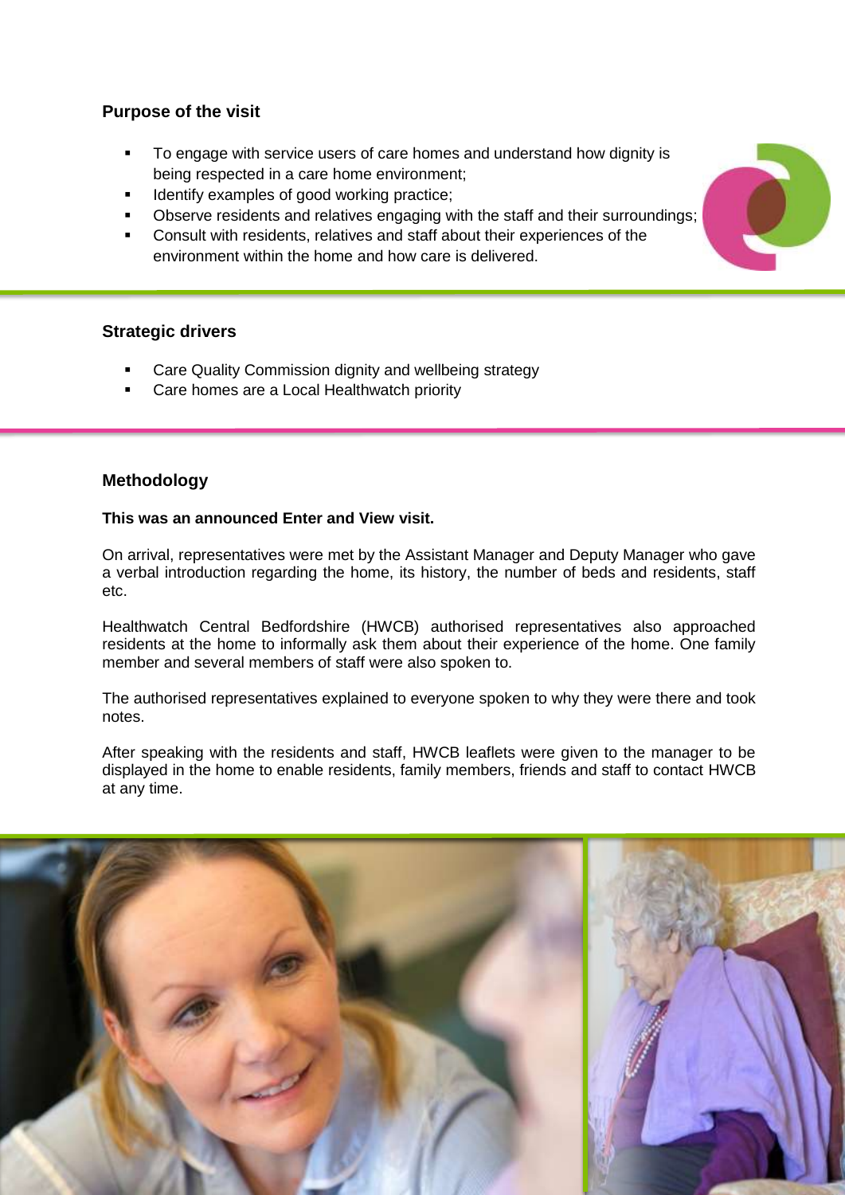## Purpose of the visit

- To engage with service users of care homes and understand how dignity is being respected in a care home environment;
- Identify examples of good working practice;
- Observe residents and relatives engaging with the staff and their surroundings;
- Consult with residents, relatives and staff about their experiences of the environment within the home and how care is delivered.

## Strategic drivers

- Care Quality Commission dignity and wellbeing strategy
- Care homes are a Local Healthwatch priority

## Methodology

**This was an announced Enter and View visit.**

On arrival, representatives were met by the Assistant Manager and Deputy Manager who gave a verbal introduction regarding the home, its history, the number of beds and residents, staff etc.

Healthwatch Central Bedfordshire (HWCB) authorised representatives also approached residents at the home to informally ask them about their experience of the home. One family member and several members of staff were also spoken to.

The authorised representatives explained to everyone spoken to why they were there and took notes.

After speaking with the residents and staff, HWCB leaflets were given to the manager to be displayed in the home to enable residents, family members, friends and staff to contact HWCB at any time.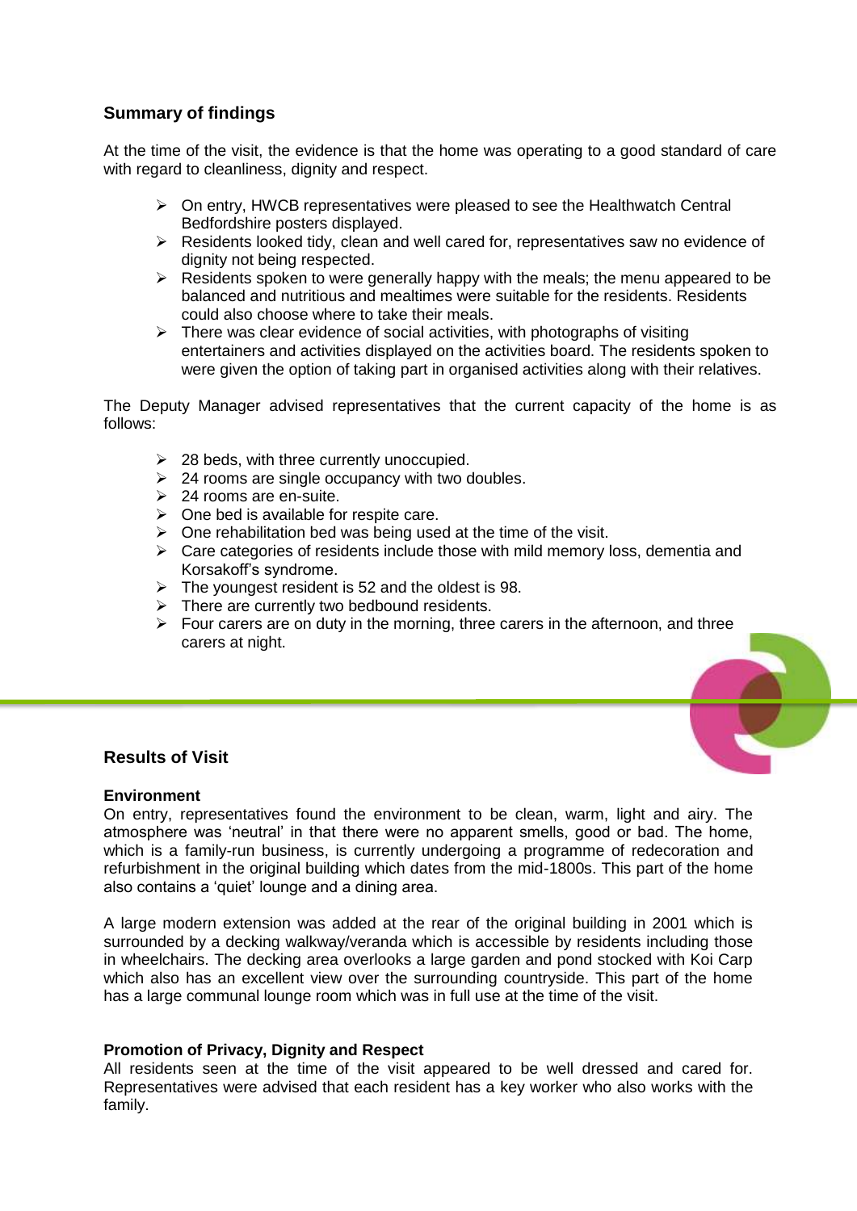## Summary of findings

At the time of the visit, the evidence is that the home was operating to a good standard of care with regard to cleanliness, dignity and respect.

- On entry, HWCB representatives were pleased to see the Healthwatch Central Bedfordshire posters displayed.
- Residents looked tidy, clean and well cared for, representatives saw no evidence of dignity not being respected.
- Residents spoken to were generally happy with the meals; the menu appeared to be balanced and nutritious and mealtimes were suitable for the residents. Residents could also choose where to take their meals.
- There was clear evidence of social activities, with photographs of visiting entertainers and activities displayed on the activities board. The residents spoken to were given the option of taking part in organised activities along with their relatives.

The Deputy Manager advised representatives that the current capacity of the home is as follows:

- 28 beds, with three currently unoccupied.
- 24 rooms are single occupancy with two doubles.
- 24 rooms are en-suite.
- One bed is available for respite care.
- One rehabilitation bed was being used at the time of the visit.
- Care categories of residents include those with mild memory loss, dementia and Korsakoff's syndrome.
- The youngest resident is 52 and the oldest is 98.
- There are currently two bedbound residents.
- Four carers are on duty in the morning, three carers in the afternoon, and three carers at night.

## Results of Visit

### Environment

On entry, representatives found the environment to be clean, warm, light and airy. The atmosphere was 'neutral' in that there were no apparent smells, good or bad. The home, which is a family-run business, is currently undergoing a programme of redecoration and refurbishment in the original building which dates from the mid-1800s. This part of the home also contains a 'quiet' lounge and a dining area.

A large modern extension was added at the rear of the original building in 2001 which is surrounded by a decking walkway/veranda which is accessible by residents including those in wheelchairs. The decking area overlooks a large garden and pond stocked with Koi Carp which also has an excellent view over the surrounding countryside. This part of the home has a large communal lounge room which was in full use at the time of the visit.

### Promotion of Privacy, Dignity and Respect

All residents seen at the time of the visit appeared to be well dressed and cared for. Representatives were advised that each resident has a key worker who also works with the family.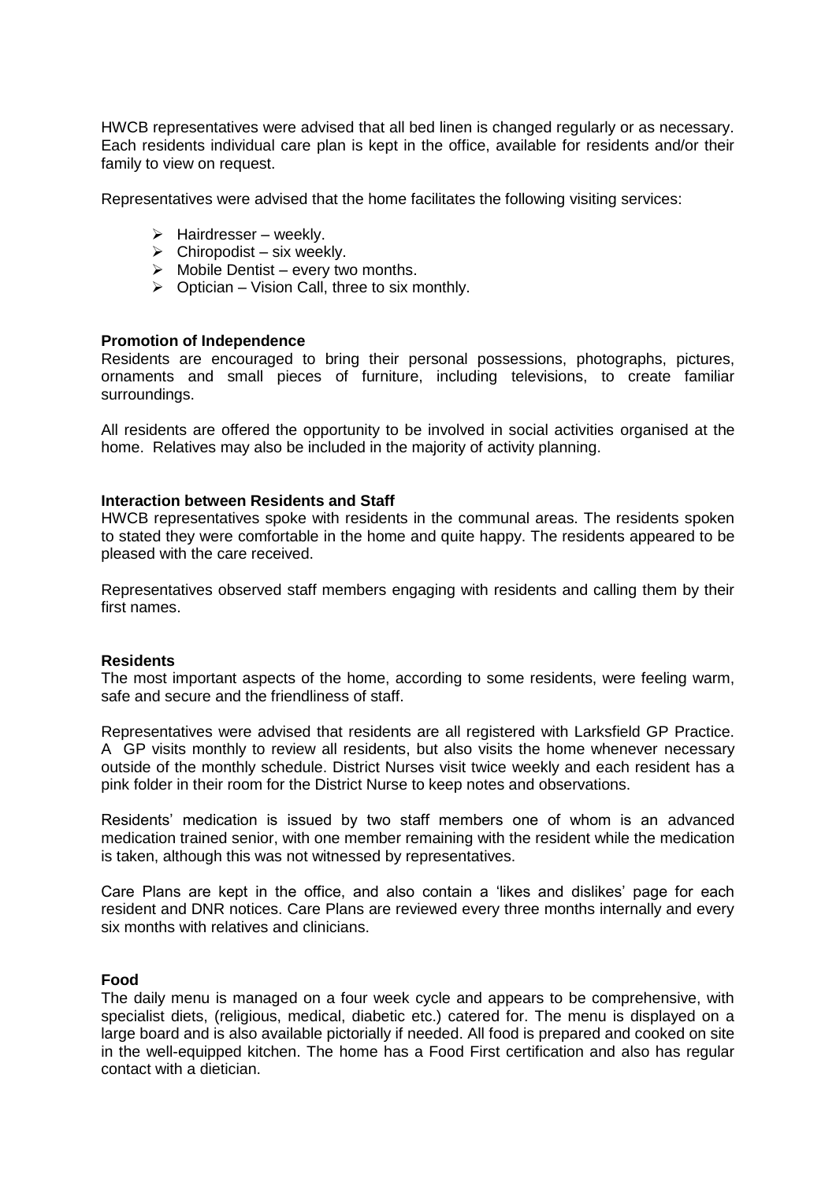HWCB representatives were advised that all bed linen is changed regularly or as necessary. Each residents individual care plan is kept in the office, available for residents and/or their family to view on request.

Representatives were advised that the home facilitates the following visiting services:

- Hairdresser – weekly.
- Chiropodist – six weekly.
- Mobile Dentist – every two months.
- Optician – Vision Call, three to six monthly.

**Promotion of Independence**

Residents are encouraged to bring their personal possessions, photographs, pictures, ornaments and small pieces of furniture, including televisions, to create familiar surroundings.

All residents are offered the opportunity to be involved in social activities organised at the home. Relatives may also be included in the majority of activity planning.

**Interaction between Residents and Staff**

HWCB representatives spoke with residents in the communal areas. The residents spoken to stated they were comfortable in the home and quite happy. The residents appeared to be pleased with the care received.

Representatives observed staff members engaging with residents and calling them by their first names.

**Residents**

The most important aspects of the home, according to some residents, were feeling warm, safe and secure and the friendliness of staff.

Representatives were advised that residents are all registered with Larksfield GP Practice. A GP visits monthly to review all residents, but also visits the home whenever necessary outside of the monthly schedule. District Nurses visit twice weekly and each resident has a pink folder in their room for the District Nurse to keep notes and observations.

Residents' medication is issued by two staff members one of whom is an advanced medication trained senior, with one member remaining with the resident while the medication is taken, although this was not witnessed by representatives.

Care Plans are kept in the office, and also contain a 'likes and dislikes' page for each resident and DNR notices. Care Plans are reviewed every three months internally and every six months with relatives and clinicians.

**Food**

The daily menu is managed on a four week cycle and appears to be comprehensive, with specialist diets, (religious, medical, diabetic etc.) catered for. The menu is displayed on a large board and is also available pictorially if needed. All food is prepared and cooked on site in the well-equipped kitchen. The home has a Food First certification and also has regular contact with a dietician.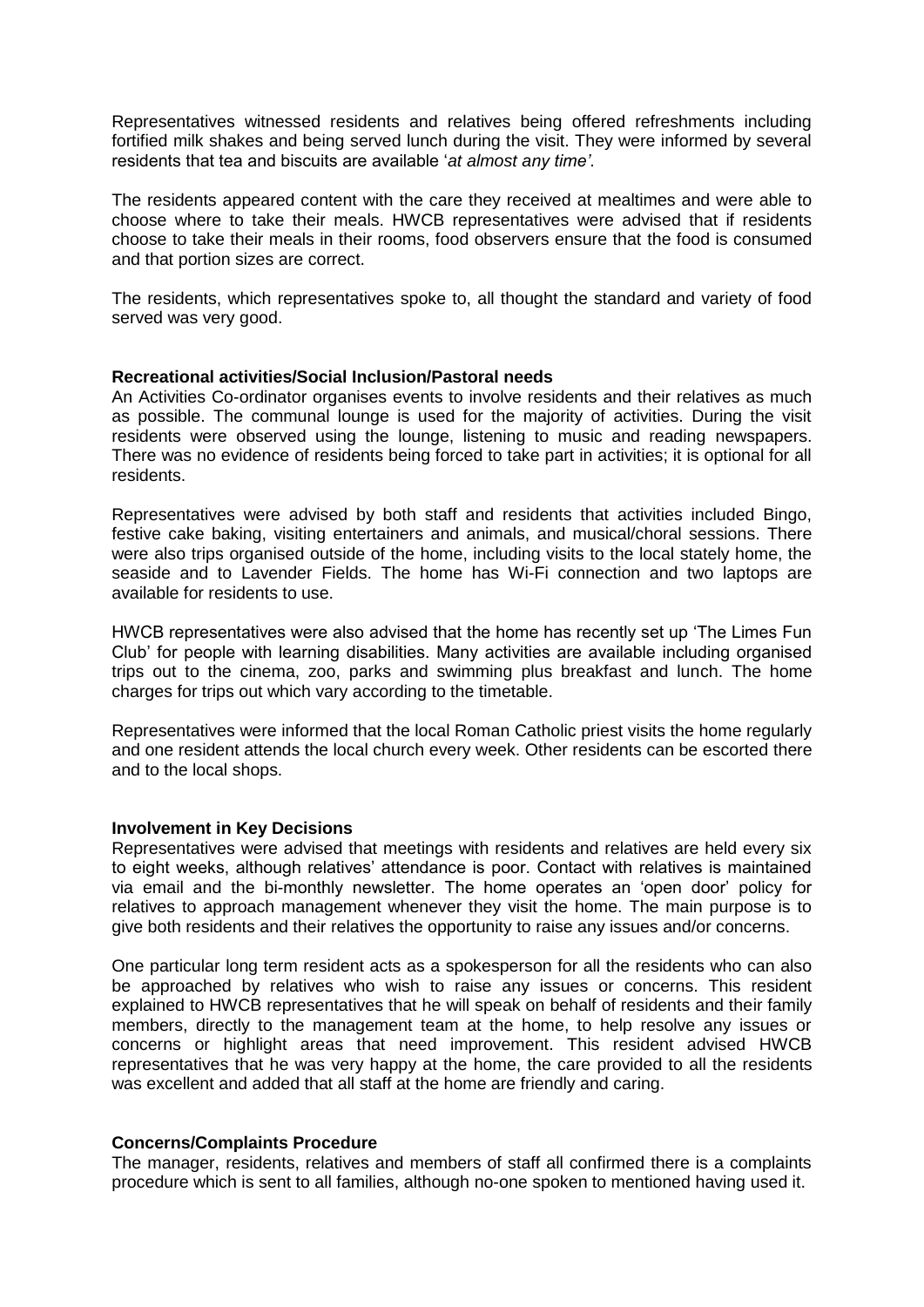Representatives witnessed residents and relatives being offered refreshments including fortified milk shakes and being served lunch during the visit. They were informed by several residents that tea and biscuits are available '*at almost any time'*.

The residents appeared content with the care they received at mealtimes and were able to choose where to take their meals. HWCB representatives were advised that if residents choose to take their meals in their rooms, food observers ensure that the food is consumed and that portion sizes are correct.

The residents, which representatives spoke to, all thought the standard and variety of food served was very good.

**Recreational activities/Social Inclusion/Pastoral needs**

An Activities Co-ordinator organises events to involve residents and their relatives as much as possible. The communal lounge is used for the majority of activities. During the visit residents were observed using the lounge, listening to music and reading newspapers. There was no evidence of residents being forced to take part in activities; it is optional for all residents.

Representatives were advised by both staff and residents that activities included Bingo, festive cake baking, visiting entertainers and animals, and musical/choral sessions. There were also trips organised outside of the home, including visits to the local stately home, the seaside and to Lavender Fields. The home has Wi-Fi connection and two laptops are available for residents to use.

HWCB representatives were also advised that the home has recently set up 'The Limes Fun Club' for people with learning disabilities. Many activities are available including organised trips out to the cinema, zoo, parks and swimming plus breakfast and lunch. The home charges for trips out which vary according to the timetable.

Representatives were informed that the local Roman Catholic priest visits the home regularly and one resident attends the local church every week. Other residents can be escorted there and to the local shops.

**Involvement in Key Decisions**

Representatives were advised that meetings with residents and relatives are held every six to eight weeks, although relatives' attendance is poor. Contact with relatives is maintained via email and the bi-monthly newsletter. The home operates an 'open door' policy for relatives to approach management whenever they visit the home. The main purpose is to give both residents and their relatives the opportunity to raise any issues and/or concerns.

One particular long term resident acts as a spokesperson for all the residents who can also be approached by relatives who wish to raise any issues or concerns. This resident explained to HWCB representatives that he will speak on behalf of residents and their family members, directly to the management team at the home, to help resolve any issues or concerns or highlight areas that need improvement. This resident advised HWCB representatives that he was very happy at the home, the care provided to all the residents was excellent and added that all staff at the home are friendly and caring.

**Concerns/Complaints Procedure**

The manager, residents, relatives and members of staff all confirmed there is a complaints procedure which is sent to all families, although no-one spoken to mentioned having used it.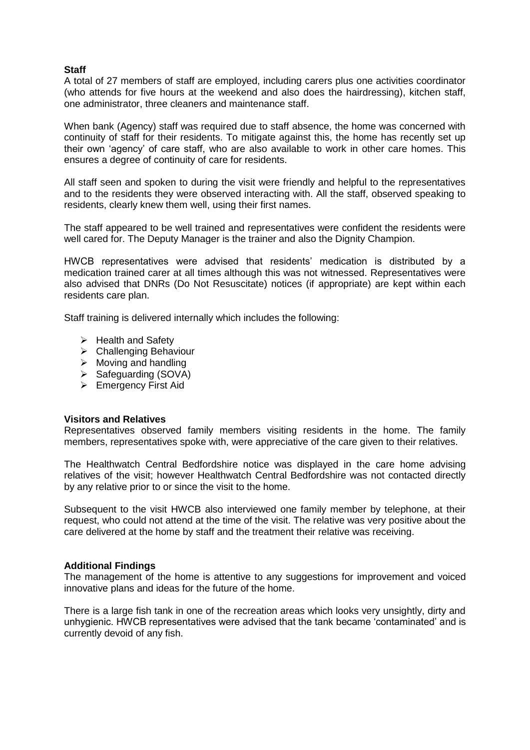**Staff**

A total of 27 members of staff are employed, including carers plus one activities coordinator (who attends for five hours at the weekend and also does the hairdressing), kitchen staff, one administrator, three cleaners and maintenance staff.

When bank (Agency) staff was required due to staff absence, the home was concerned with continuity of staff for their residents. To mitigate against this, the home has recently set up their own 'agency' of care staff, who are also available to work in other care homes. This ensures a degree of continuity of care for residents.

All staff seen and spoken to during the visit were friendly and helpful to the representatives and to the residents they were observed interacting with. All the staff, observed speaking to residents, clearly knew them well, using their first names.

The staff appeared to be well trained and representatives were confident the residents were well cared for. The Deputy Manager is the trainer and also the Dignity Champion.

HWCB representatives were advised that residents' medication is distributed by a medication trained carer at all times although this was not witnessed. Representatives were also advised that DNRs (Do Not Resuscitate) notices (if appropriate) are kept within each residents care plan.

Staff training is delivered internally which includes the following:

- Health and Safety
- Challenging Behaviour
- Moving and handling
- Safeguarding (SOVA)
- Emergency First Aid

**Visitors and Relatives**

Representatives observed family members visiting residents in the home. The family members, representatives spoke with, were appreciative of the care given to their relatives.

The Healthwatch Central Bedfordshire notice was displayed in the care home advising relatives of the visit; however Healthwatch Central Bedfordshire was not contacted directly by any relative prior to or since the visit to the home.

Subsequent to the visit HWCB also interviewed one family member by telephone, at their request, who could not attend at the time of the visit. The relative was very positive about the care delivered at the home by staff and the treatment their relative was receiving.

**Additional Findings**

The management of the home is attentive to any suggestions for improvement and voiced innovative plans and ideas for the future of the home.

There is a large fish tank in one of the recreation areas which looks very unsightly, dirty and unhygienic. HWCB representatives were advised that the tank became 'contaminated' and is currently devoid of any fish.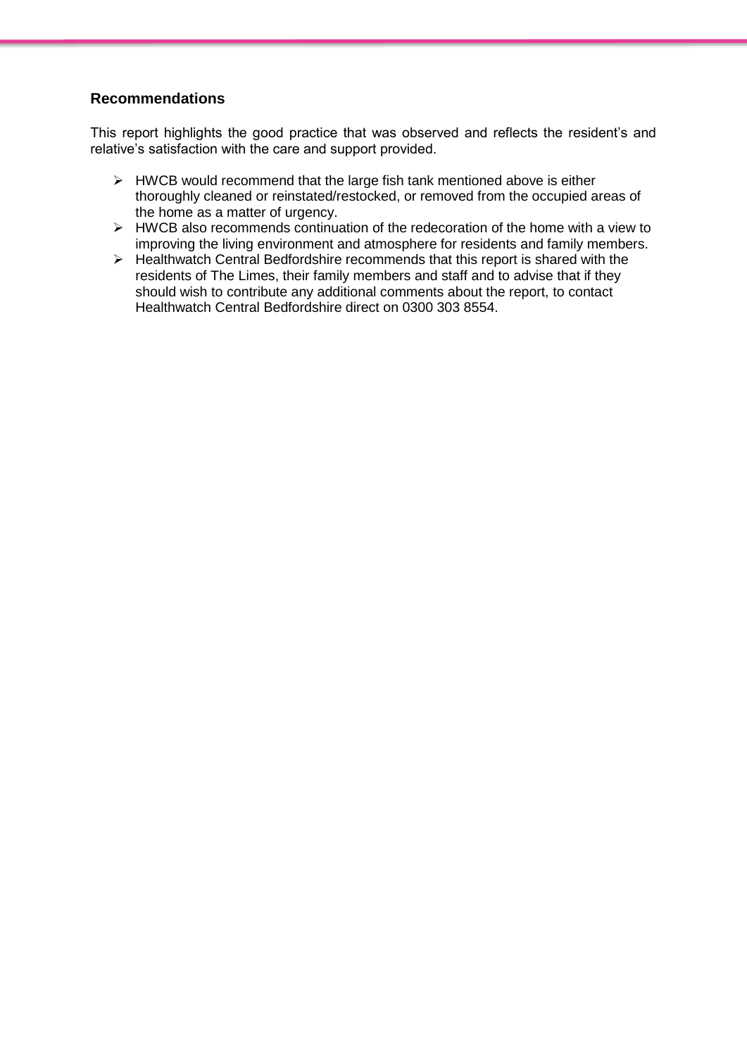## Recommendations

This report highlights the good practice that was observed and reflects the resident's and relative's satisfaction with the care and support provided.

- HWCB would recommend that the large fish tank mentioned above is either thoroughly cleaned or reinstated/restocked, or removed from the occupied areas of the home as a matter of urgency.
- HWCB also recommends continuation of the redecoration of the home with a view to improving the living environment and atmosphere for residents and family members.
- Healthwatch Central Bedfordshire recommends that this report is shared with the residents of The Limes, their family members and staff and to advise that if they should wish to contribute any additional comments about the report, to contact Healthwatch Central Bedfordshire direct on 0300 303 8554.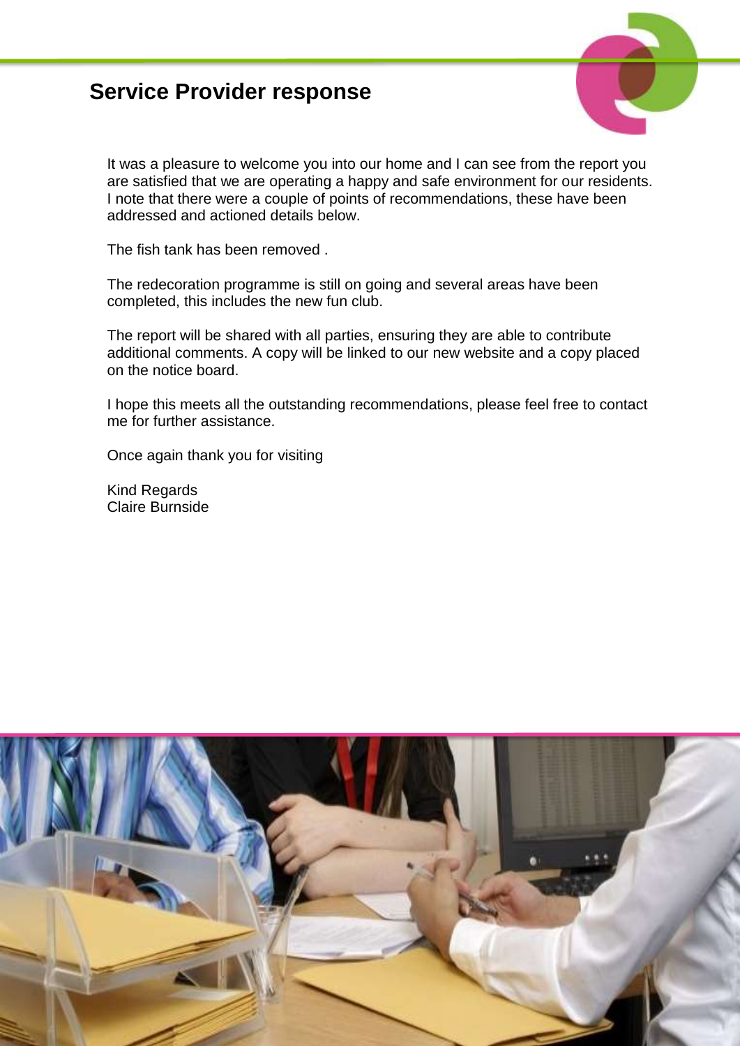## Service Provider response

It was a pleasure to welcome you into our home and I can see from the report you are satisfied that we are operating a happy and safe environment for our residents. I note that there were a couple of points of recommendations, these have been addressed and actioned details below.

The fish tank has been removed .

The redecoration programme is still on going and several areas have been completed, this includes the new fun club.

The report will be shared with all parties, ensuring they are able to contribute additional comments. A copy will be linked to our new website and a copy placed on the notice board.

I hope this meets all the outstanding recommendations, please feel free to contact me for further assistance.

Once again thank you for visiting

Kind Regards
Claire Burnside